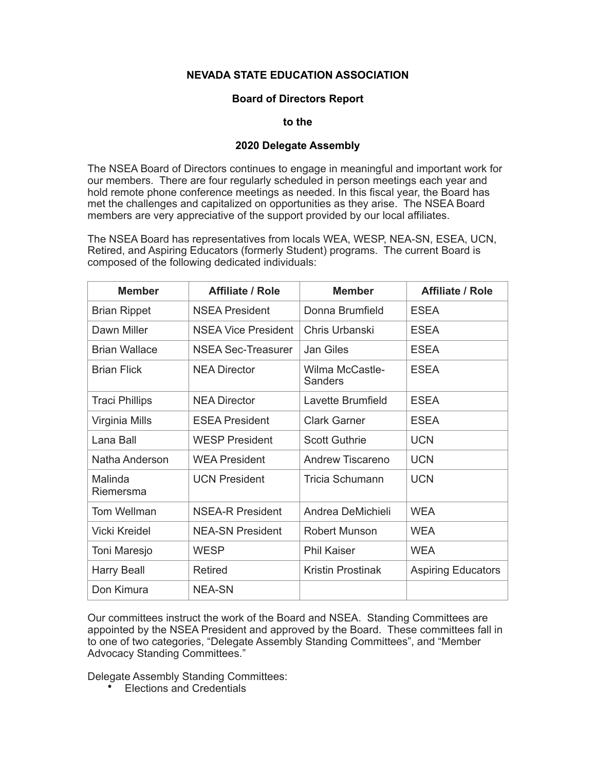# NEVADA STATE EDUCATION ASSOCIATION

## Board of Directors Report

## to the

## 2020 Delegate Assembly

The NSEA Board of Directors continues to engage in meaningful and important work for our members. There are four regularly scheduled in person meetings each year and hold remote phone conference meetings as needed. In this fiscal year, the Board has met the challenges and capitalized on opportunities as they arise. The NSEA Board members are very appreciative of the support provided by our local affiliates.

The NSEA Board has representatives from locals WEA, WESP, NEA-SN, ESEA, UCN, Retired, and Aspiring Educators (formerly Student) programs. The current Board is composed of the following dedicated individuals:

| Member | Affiliate / Role | Member | Affiliate / Role |
|---|---|---|---|
| Brian Rippet | NSEA President | Donna Brumfield | ESEA |
| Dawn Miller | NSEA Vice President | Chris Urbanski | ESEA |
| Brian Wallace | NSEA Sec-Treasurer | Jan Giles | ESEA |
| Brian Flick | NEA Director | Wilma McCastle-Sanders | ESEA |
| Traci Phillips | NEA Director | Lavette Brumfield | ESEA |
| Virginia Mills | ESEA President | Clark Garner | ESEA |
| Lana Ball | WESP President | Scott Guthrie | UCN |
| Natha Anderson | WEA President | Andrew Tiscareno | UCN |
| Malinda Riemersma | UCN President | Tricia Schumann | UCN |
| Tom Wellman | NSEA-R President | Andrea DeMichieli | WEA |
| Vicki Kreidel | NEA-SN President | Robert Munson | WEA |
| Toni Maresjo | WESP | Phil Kaiser | WEA |
| Harry Beall | Retired | Kristin Prostinak | Aspiring Educators |
| Don Kimura | NEA-SN | | |

Our committees instruct the work of the Board and NSEA. Standing Committees are appointed by the NSEA President and approved by the Board. These committees fall in to one of two categories, "Delegate Assembly Standing Committees", and "Member Advocacy Standing Committees."

Delegate Assembly Standing Committees:

- Elections and Credentials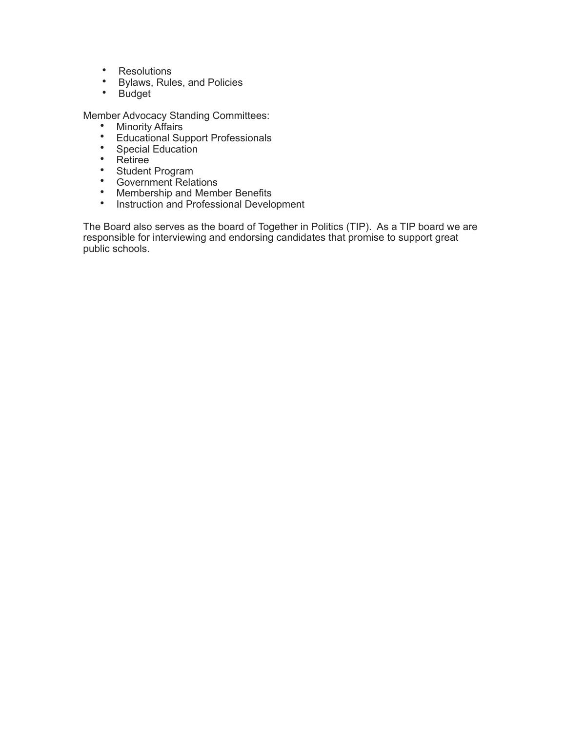- Resolutions
- Bylaws, Rules, and Policies
- Budget

Member Advocacy Standing Committees:

- Minority Affairs
- Educational Support Professionals
- Special Education
- Retiree
- Student Program
- Government Relations
- Membership and Member Benefits
- Instruction and Professional Development

The Board also serves as the board of Together in Politics (TIP). As a TIP board we are responsible for interviewing and endorsing candidates that promise to support great public schools.